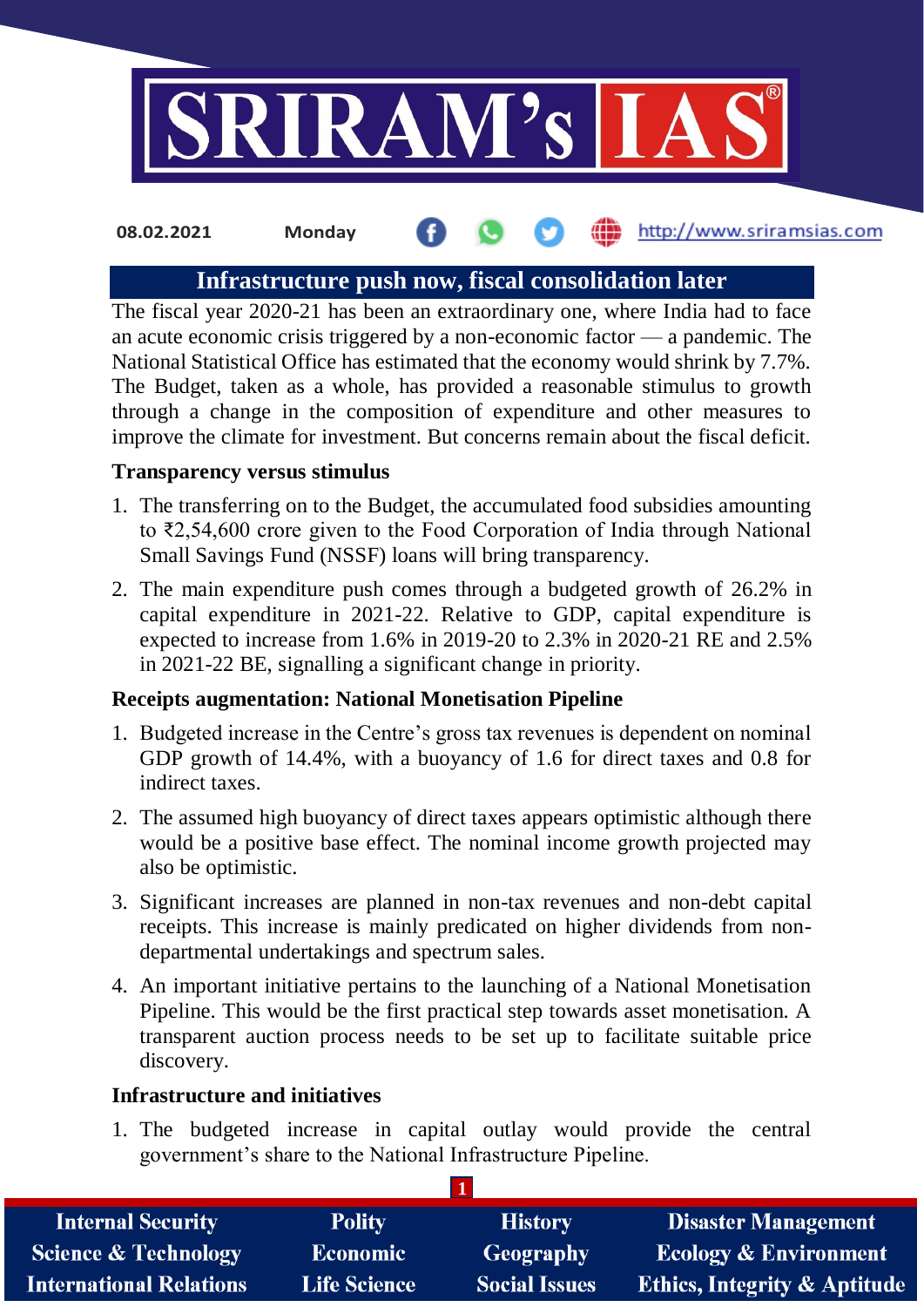08.02.2021 Monday http://www.sriramsias.com

## Infrastructure push now, fiscal consolidation later

The fiscal year 2020-21 has been an extraordinary one, where India had to face an acute economic crisis triggered by a non-economic factor — a pandemic. The National Statistical Office has estimated that the economy would shrink by 7.7%. The Budget, taken as a whole, has provided a reasonable stimulus to growth through a change in the composition of expenditure and other measures to improve the climate for investment. But concerns remain about the fiscal deficit.

### Transparency versus stimulus

1. The transferring on to the Budget, the accumulated food subsidies amounting to ₹2,54,600 crore given to the Food Corporation of India through National Small Savings Fund (NSSF) loans will bring transparency.
2. The main expenditure push comes through a budgeted growth of 26.2% in capital expenditure in 2021-22. Relative to GDP, capital expenditure is expected to increase from 1.6% in 2019-20 to 2.3% in 2020-21 RE and 2.5% in 2021-22 BE, signalling a significant change in priority.

### Receipts augmentation: National Monetisation Pipeline

1. Budgeted increase in the Centre's gross tax revenues is dependent on nominal GDP growth of 14.4%, with a buoyancy of 1.6 for direct taxes and 0.8 for indirect taxes.
2. The assumed high buoyancy of direct taxes appears optimistic although there would be a positive base effect. The nominal income growth projected may also be optimistic.
3. Significant increases are planned in non-tax revenues and non-debt capital receipts. This increase is mainly predicated on higher dividends from non-departmental undertakings and spectrum sales.
4. An important initiative pertains to the launching of a National Monetisation Pipeline. This would be the first practical step towards asset monetisation. A transparent auction process needs to be set up to facilitate suitable price discovery.

### Infrastructure and initiatives

1. The budgeted increase in capital outlay would provide the central government's share to the National Infrastructure Pipeline.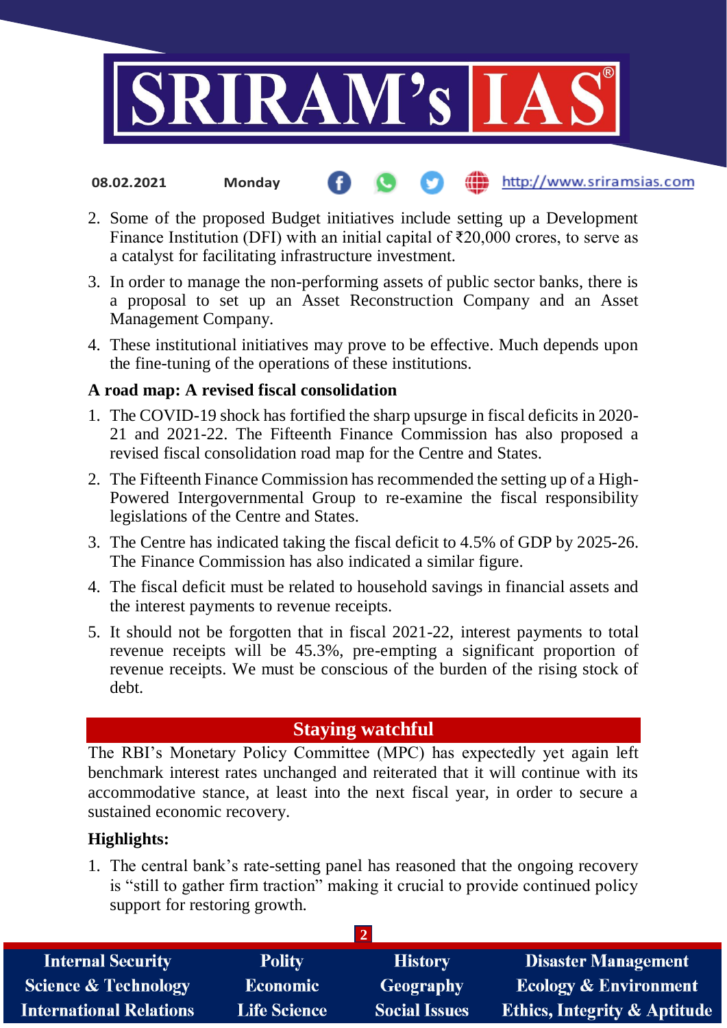2. Some of the proposed Budget initiatives include setting up a Development Finance Institution (DFI) with an initial capital of ₹20,000 crores, to serve as a catalyst for facilitating infrastructure investment.
3. In order to manage the non-performing assets of public sector banks, there is a proposal to set up an Asset Reconstruction Company and an Asset Management Company.
4. These institutional initiatives may prove to be effective. Much depends upon the fine-tuning of the operations of these institutions.

**A road map: A revised fiscal consolidation**

1. The COVID-19 shock has fortified the sharp upsurge in fiscal deficits in 2020-21 and 2021-22. The Fifteenth Finance Commission has also proposed a revised fiscal consolidation road map for the Centre and States.
2. The Fifteenth Finance Commission has recommended the setting up of a High-Powered Intergovernmental Group to re-examine the fiscal responsibility legislations of the Centre and States.
3. The Centre has indicated taking the fiscal deficit to 4.5% of GDP by 2025-26. The Finance Commission has also indicated a similar figure.
4. The fiscal deficit must be related to household savings in financial assets and the interest payments to revenue receipts.
5. It should not be forgotten that in fiscal 2021-22, interest payments to total revenue receipts will be 45.3%, pre-empting a significant proportion of revenue receipts. We must be conscious of the burden of the rising stock of debt.

## Staying watchful

The RBI's Monetary Policy Committee (MPC) has expectedly yet again left benchmark interest rates unchanged and reiterated that it will continue with its accommodative stance, at least into the next fiscal year, in order to secure a sustained economic recovery.

**Highlights:**

1. The central bank's rate-setting panel has reasoned that the ongoing recovery is "still to gather firm traction" making it crucial to provide continued policy support for restoring growth.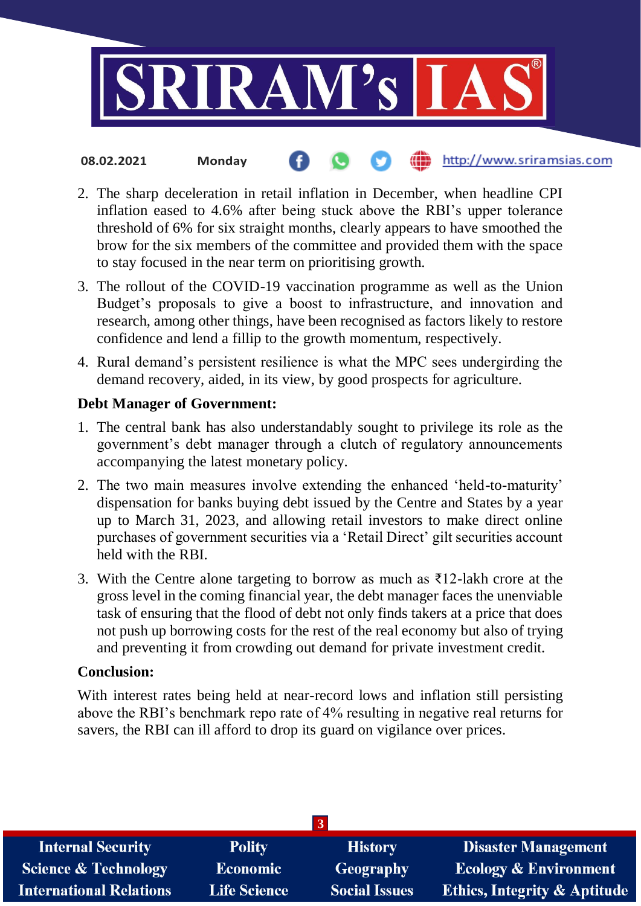2. The sharp deceleration in retail inflation in December, when headline CPI inflation eased to 4.6% after being stuck above the RBI's upper tolerance threshold of 6% for six straight months, clearly appears to have smoothed the brow for the six members of the committee and provided them with the space to stay focused in the near term on prioritising growth.
3. The rollout of the COVID-19 vaccination programme as well as the Union Budget's proposals to give a boost to infrastructure, and innovation and research, among other things, have been recognised as factors likely to restore confidence and lend a fillip to the growth momentum, respectively.
4. Rural demand's persistent resilience is what the MPC sees undergirding the demand recovery, aided, in its view, by good prospects for agriculture.

**Debt Manager of Government:**

1. The central bank has also understandably sought to privilege its role as the government's debt manager through a clutch of regulatory announcements accompanying the latest monetary policy.
2. The two main measures involve extending the enhanced 'held-to-maturity' dispensation for banks buying debt issued by the Centre and States by a year up to March 31, 2023, and allowing retail investors to make direct online purchases of government securities via a 'Retail Direct' gilt securities account held with the RBI.
3. With the Centre alone targeting to borrow as much as ₹12-lakh crore at the gross level in the coming financial year, the debt manager faces the unenviable task of ensuring that the flood of debt not only finds takers at a price that does not push up borrowing costs for the rest of the real economy but also of trying and preventing it from crowding out demand for private investment credit.

**Conclusion:**

With interest rates being held at near-record lows and inflation still persisting above the RBI's benchmark repo rate of 4% resulting in negative real returns for savers, the RBI can ill afford to drop its guard on vigilance over prices.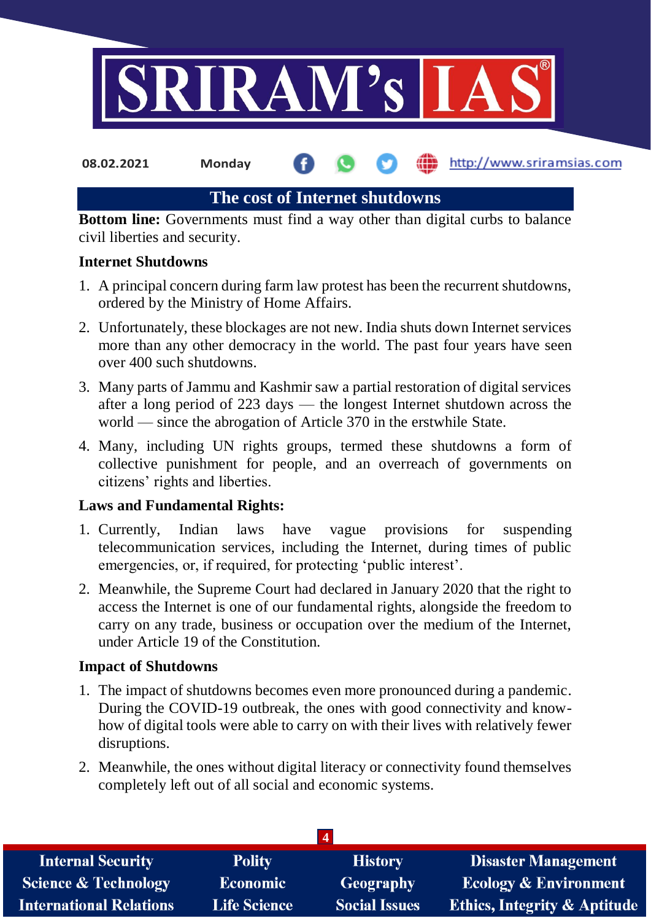## The cost of Internet shutdowns

**Bottom line:** Governments must find a way other than digital curbs to balance civil liberties and security.

### Internet Shutdowns

1. A principal concern during farm law protest has been the recurrent shutdowns, ordered by the Ministry of Home Affairs.
2. Unfortunately, these blockages are not new. India shuts down Internet services more than any other democracy in the world. The past four years have seen over 400 such shutdowns.
3. Many parts of Jammu and Kashmir saw a partial restoration of digital services after a long period of 223 days — the longest Internet shutdown across the world — since the abrogation of Article 370 in the erstwhile State.
4. Many, including UN rights groups, termed these shutdowns a form of collective punishment for people, and an overreach of governments on citizens' rights and liberties.

### Laws and Fundamental Rights:

1. Currently, Indian laws have vague provisions for suspending telecommunication services, including the Internet, during times of public emergencies, or, if required, for protecting 'public interest'.
2. Meanwhile, the Supreme Court had declared in January 2020 that the right to access the Internet is one of our fundamental rights, alongside the freedom to carry on any trade, business or occupation over the medium of the Internet, under Article 19 of the Constitution.

### Impact of Shutdowns

1. The impact of shutdowns becomes even more pronounced during a pandemic. During the COVID-19 outbreak, the ones with good connectivity and know-how of digital tools were able to carry on with their lives with relatively fewer disruptions.
2. Meanwhile, the ones without digital literacy or connectivity found themselves completely left out of all social and economic systems.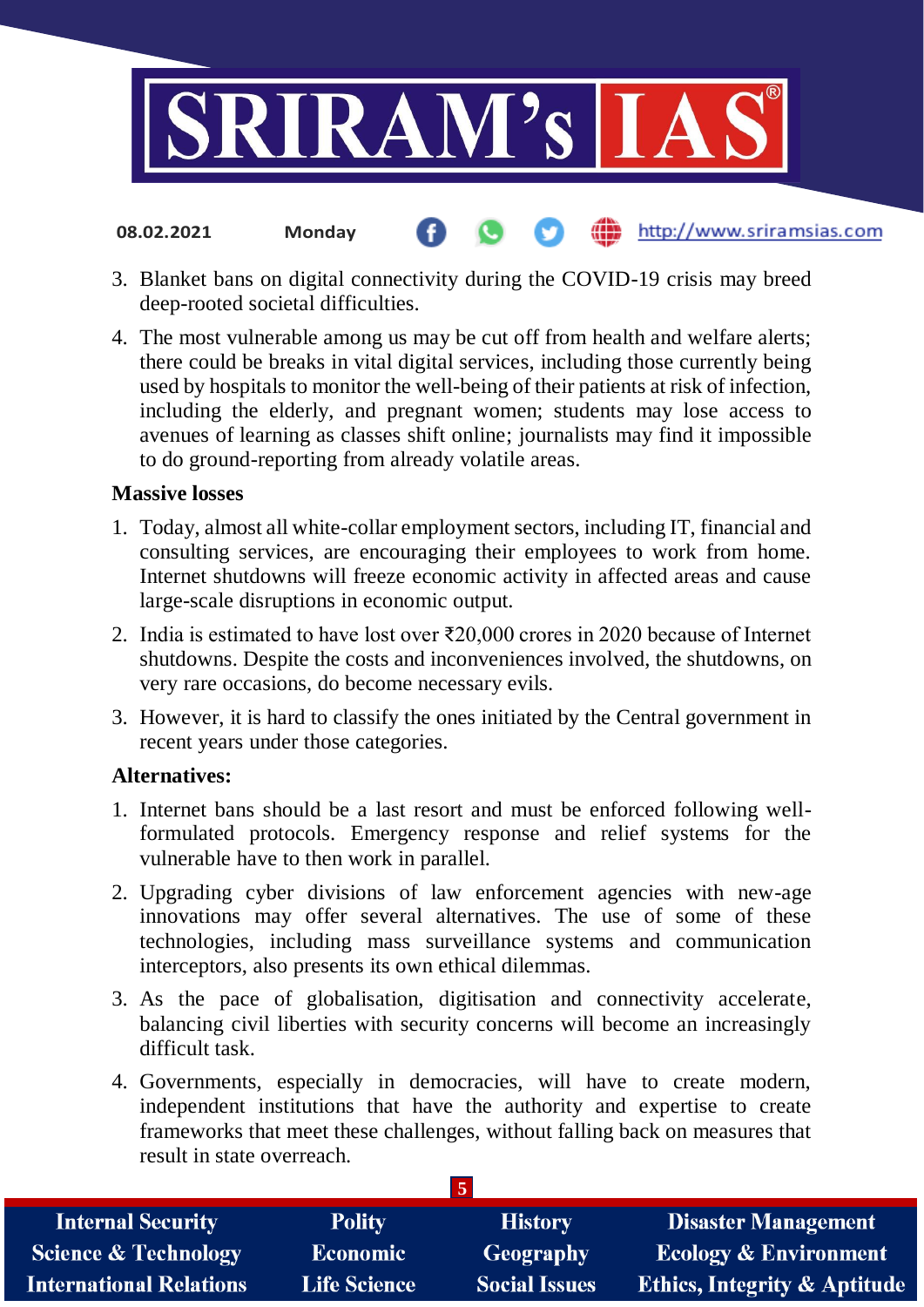3. Blanket bans on digital connectivity during the COVID-19 crisis may breed deep-rooted societal difficulties.
4. The most vulnerable among us may be cut off from health and welfare alerts; there could be breaks in vital digital services, including those currently being used by hospitals to monitor the well-being of their patients at risk of infection, including the elderly, and pregnant women; students may lose access to avenues of learning as classes shift online; journalists may find it impossible to do ground-reporting from already volatile areas.

**Massive losses**

1. Today, almost all white-collar employment sectors, including IT, financial and consulting services, are encouraging their employees to work from home. Internet shutdowns will freeze economic activity in affected areas and cause large-scale disruptions in economic output.
2. India is estimated to have lost over ₹20,000 crores in 2020 because of Internet shutdowns. Despite the costs and inconveniences involved, the shutdowns, on very rare occasions, do become necessary evils.
3. However, it is hard to classify the ones initiated by the Central government in recent years under those categories.

**Alternatives:**

1. Internet bans should be a last resort and must be enforced following well-formulated protocols. Emergency response and relief systems for the vulnerable have to then work in parallel.
2. Upgrading cyber divisions of law enforcement agencies with new-age innovations may offer several alternatives. The use of some of these technologies, including mass surveillance systems and communication interceptors, also presents its own ethical dilemmas.
3. As the pace of globalisation, digitisation and connectivity accelerate, balancing civil liberties with security concerns will become an increasingly difficult task.
4. Governments, especially in democracies, will have to create modern, independent institutions that have the authority and expertise to create frameworks that meet these challenges, without falling back on measures that result in state overreach.